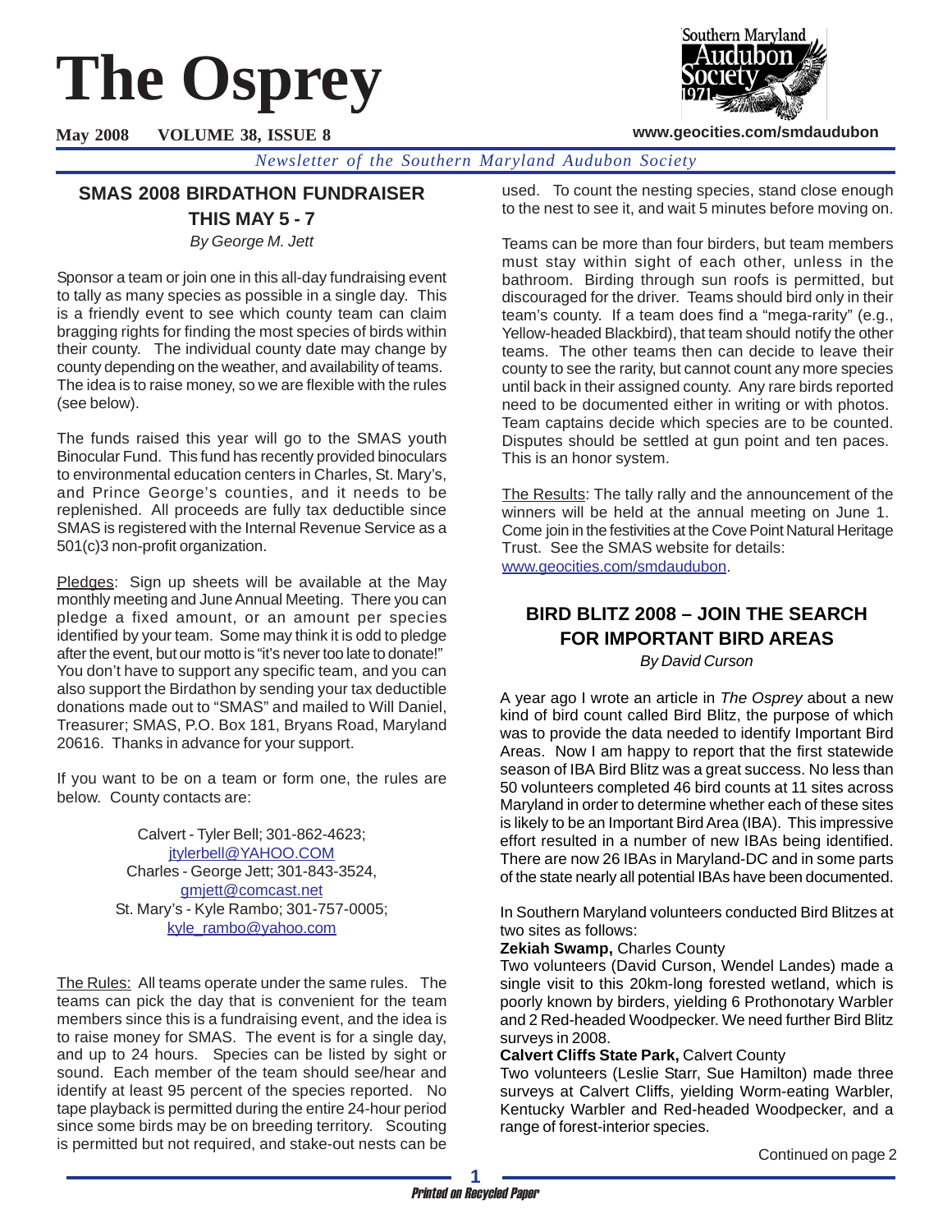# The Osprey

**May 2008 VOLUME 38, ISSUE 8**

**www.geocities.com/smdaudubon**

*Newsletter of the Southern Maryland Audubon Society*

## SMAS 2008 BIRDATHON FUNDRAISER THIS MAY 5 - 7

*By George M. Jett*

Sponsor a team or join one in this all-day fundraising event to tally as many species as possible in a single day. This is a friendly event to see which county team can claim bragging rights for finding the most species of birds within their county. The individual county date may change by county depending on the weather, and availability of teams. The idea is to raise money, so we are flexible with the rules (see below).

The funds raised this year will go to the SMAS youth Binocular Fund. This fund has recently provided binoculars to environmental education centers in Charles, St. Mary's, and Prince George's counties, and it needs to be replenished. All proceeds are fully tax deductible since SMAS is registered with the Internal Revenue Service as a 501(c)3 non-profit organization.

Pledges: Sign up sheets will be available at the May monthly meeting and June Annual Meeting. There you can pledge a fixed amount, or an amount per species identified by your team. Some may think it is odd to pledge after the event, but our motto is "it's never too late to donate!" You don't have to support any specific team, and you can also support the Birdathon by sending your tax deductible donations made out to "SMAS" and mailed to Will Daniel, Treasurer; SMAS, P.O. Box 181, Bryans Road, Maryland 20616. Thanks in advance for your support.

If you want to be on a team or form one, the rules are below. County contacts are:

Calvert - Tyler Bell; 301-862-4623; jtylerbell@YAHOO.COM
Charles - George Jett; 301-843-3524, gmjett@comcast.net
St. Mary's - Kyle Rambo; 301-757-0005; kyle_rambo@yahoo.com

The Rules: All teams operate under the same rules. The teams can pick the day that is convenient for the team members since this is a fundraising event, and the idea is to raise money for SMAS. The event is for a single day, and up to 24 hours. Species can be listed by sight or sound. Each member of the team should see/hear and identify at least 95 percent of the species reported. No tape playback is permitted during the entire 24-hour period since some birds may be on breeding territory. Scouting is permitted but not required, and stake-out nests can be used. To count the nesting species, stand close enough to the nest to see it, and wait 5 minutes before moving on.

Teams can be more than four birders, but team members must stay within sight of each other, unless in the bathroom. Birding through sun roofs is permitted, but discouraged for the driver. Teams should bird only in their team's county. If a team does find a "mega-rarity" (e.g., Yellow-headed Blackbird), that team should notify the other teams. The other teams then can decide to leave their county to see the rarity, but cannot count any more species until back in their assigned county. Any rare birds reported need to be documented either in writing or with photos. Team captains decide which species are to be counted. Disputes should be settled at gun point and ten paces. This is an honor system.

The Results: The tally rally and the announcement of the winners will be held at the annual meeting on June 1. Come join in the festivities at the Cove Point Natural Heritage Trust. See the SMAS website for details: www.geocities.com/smdaudubon.

## BIRD BLITZ 2008 – JOIN THE SEARCH FOR IMPORTANT BIRD AREAS

*By David Curson*

A year ago I wrote an article in *The Osprey* about a new kind of bird count called Bird Blitz, the purpose of which was to provide the data needed to identify Important Bird Areas. Now I am happy to report that the first statewide season of IBA Bird Blitz was a great success. No less than 50 volunteers completed 46 bird counts at 11 sites across Maryland in order to determine whether each of these sites is likely to be an Important Bird Area (IBA). This impressive effort resulted in a number of new IBAs being identified. There are now 26 IBAs in Maryland-DC and in some parts of the state nearly all potential IBAs have been documented.

In Southern Maryland volunteers conducted Bird Blitzes at two sites as follows:

**Zekiah Swamp,** Charles County
Two volunteers (David Curson, Wendel Landes) made a single visit to this 20km-long forested wetland, which is poorly known by birders, yielding 6 Prothonotary Warbler and 2 Red-headed Woodpecker. We need further Bird Blitz surveys in 2008.

**Calvert Cliffs State Park,** Calvert County
Two volunteers (Leslie Starr, Sue Hamilton) made three surveys at Calvert Cliffs, yielding Worm-eating Warbler, Kentucky Warbler and Red-headed Woodpecker, and a range of forest-interior species.

Continued on page 2

*Printed on Recycled Paper*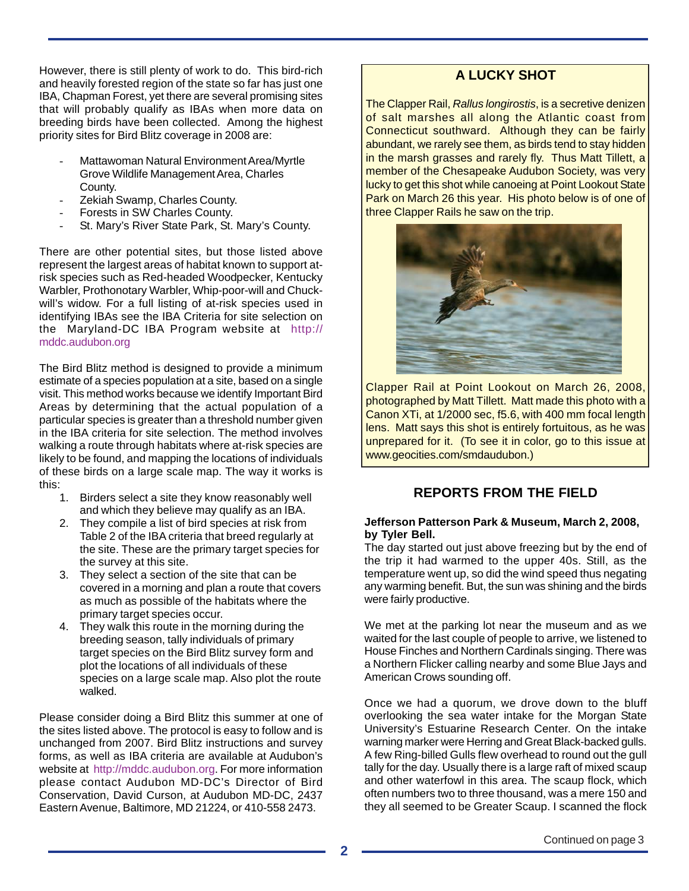However, there is still plenty of work to do. This bird-rich and heavily forested region of the state so far has just one IBA, Chapman Forest, yet there are several promising sites that will probably qualify as IBAs when more data on breeding birds have been collected. Among the highest priority sites for Bird Blitz coverage in 2008 are:

- Mattawoman Natural Environment Area/Myrtle Grove Wildlife Management Area, Charles County.
- Zekiah Swamp, Charles County.
- Forests in SW Charles County.
- St. Mary's River State Park, St. Mary's County.

There are other potential sites, but those listed above represent the largest areas of habitat known to support at-risk species such as Red-headed Woodpecker, Kentucky Warbler, Prothonotary Warbler, Whip-poor-will and Chuck-will's widow. For a full listing of at-risk species used in identifying IBAs see the IBA Criteria for site selection on the Maryland-DC IBA Program website at http://mddc.audubon.org

The Bird Blitz method is designed to provide a minimum estimate of a species population at a site, based on a single visit. This method works because we identify Important Bird Areas by determining that the actual population of a particular species is greater than a threshold number given in the IBA criteria for site selection. The method involves walking a route through habitats where at-risk species are likely to be found, and mapping the locations of individuals of these birds on a large scale map. The way it works is this:

1. Birders select a site they know reasonably well and which they believe may qualify as an IBA.
2. They compile a list of bird species at risk from Table 2 of the IBA criteria that breed regularly at the site. These are the primary target species for the survey at this site.
3. They select a section of the site that can be covered in a morning and plan a route that covers as much as possible of the habitats where the primary target species occur.
4. They walk this route in the morning during the breeding season, tally individuals of primary target species on the Bird Blitz survey form and plot the locations of all individuals of these species on a large scale map. Also plot the route walked.

Please consider doing a Bird Blitz this summer at one of the sites listed above. The protocol is easy to follow and is unchanged from 2007. Bird Blitz instructions and survey forms, as well as IBA criteria are available at Audubon's website at http://mddc.audubon.org. For more information please contact Audubon MD-DC's Director of Bird Conservation, David Curson, at Audubon MD-DC, 2437 Eastern Avenue, Baltimore, MD 21224, or 410-558 2473.

## A LUCKY SHOT

The Clapper Rail, *Rallus longirostis*, is a secretive denizen of salt marshes all along the Atlantic coast from Connecticut southward. Although they can be fairly abundant, we rarely see them, as birds tend to stay hidden in the marsh grasses and rarely fly. Thus Matt Tillett, a member of the Chesapeake Audubon Society, was very lucky to get this shot while canoeing at Point Lookout State Park on March 26 this year. His photo below is of one of three Clapper Rails he saw on the trip.

Clapper Rail at Point Lookout on March 26, 2008, photographed by Matt Tillett. Matt made this photo with a Canon XTi, at 1/2000 sec, f5.6, with 400 mm focal length lens. Matt says this shot is entirely fortuitous, as he was unprepared for it. (To see it in color, go to this issue at www.geocities.com/smdaudubon.)

## REPORTS FROM THE FIELD

**Jefferson Patterson Park & Museum, March 2, 2008, by Tyler Bell.**

The day started out just above freezing but by the end of the trip it had warmed to the upper 40s. Still, as the temperature went up, so did the wind speed thus negating any warming benefit. But, the sun was shining and the birds were fairly productive.

We met at the parking lot near the museum and as we waited for the last couple of people to arrive, we listened to House Finches and Northern Cardinals singing. There was a Northern Flicker calling nearby and some Blue Jays and American Crows sounding off.

Once we had a quorum, we drove down to the bluff overlooking the sea water intake for the Morgan State University's Estuarine Research Center. On the intake warning marker were Herring and Great Black-backed gulls. A few Ring-billed Gulls flew overhead to round out the gull tally for the day. Usually there is a large raft of mixed scaup and other waterfowl in this area. The scaup flock, which often numbers two to three thousand, was a mere 150 and they all seemed to be Greater Scaup. I scanned the flock

Continued on page 3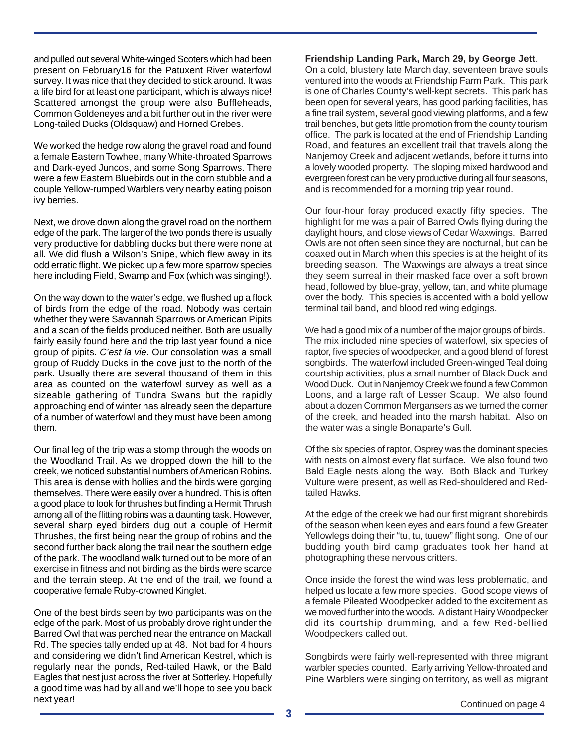and pulled out several White-winged Scoters which had been present on February16 for the Patuxent River waterfowl survey. It was nice that they decided to stick around. It was a life bird for at least one participant, which is always nice! Scattered amongst the group were also Buffleheads, Common Goldeneyes and a bit further out in the river were Long-tailed Ducks (Oldsquaw) and Horned Grebes.

We worked the hedge row along the gravel road and found a female Eastern Towhee, many White-throated Sparrows and Dark-eyed Juncos, and some Song Sparrows. There were a few Eastern Bluebirds out in the corn stubble and a couple Yellow-rumped Warblers very nearby eating poison ivy berries.

Next, we drove down along the gravel road on the northern edge of the park. The larger of the two ponds there is usually very productive for dabbling ducks but there were none at all. We did flush a Wilson's Snipe, which flew away in its odd erratic flight. We picked up a few more sparrow species here including Field, Swamp and Fox (which was singing!).

On the way down to the water's edge, we flushed up a flock of birds from the edge of the road. Nobody was certain whether they were Savannah Sparrows or American Pipits and a scan of the fields produced neither. Both are usually fairly easily found here and the trip last year found a nice group of pipits. *C'est la vie*. Our consolation was a small group of Ruddy Ducks in the cove just to the north of the park. Usually there are several thousand of them in this area as counted on the waterfowl survey as well as a sizeable gathering of Tundra Swans but the rapidly approaching end of winter has already seen the departure of a number of waterfowl and they must have been among them.

Our final leg of the trip was a stomp through the woods on the Woodland Trail. As we dropped down the hill to the creek, we noticed substantial numbers of American Robins. This area is dense with hollies and the birds were gorging themselves. There were easily over a hundred. This is often a good place to look for thrushes but finding a Hermit Thrush among all of the flitting robins was a daunting task. However, several sharp eyed birders dug out a couple of Hermit Thrushes, the first being near the group of robins and the second further back along the trail near the southern edge of the park. The woodland walk turned out to be more of an exercise in fitness and not birding as the birds were scarce and the terrain steep. At the end of the trail, we found a cooperative female Ruby-crowned Kinglet.

One of the best birds seen by two participants was on the edge of the park. Most of us probably drove right under the Barred Owl that was perched near the entrance on Mackall Rd. The species tally ended up at 48. Not bad for 4 hours and considering we didn't find American Kestrel, which is regularly near the ponds, Red-tailed Hawk, or the Bald Eagles that nest just across the river at Sotterley. Hopefully a good time was had by all and we'll hope to see you back next year!

**Friendship Landing Park, March 29, by George Jett**.

On a cold, blustery late March day, seventeen brave souls ventured into the woods at Friendship Farm Park. This park is one of Charles County's well-kept secrets. This park has been open for several years, has good parking facilities, has a fine trail system, several good viewing platforms, and a few trail benches, but gets little promotion from the county tourism office. The park is located at the end of Friendship Landing Road, and features an excellent trail that travels along the Nanjemoy Creek and adjacent wetlands, before it turns into a lovely wooded property. The sloping mixed hardwood and evergreen forest can be very productive during all four seasons, and is recommended for a morning trip year round.

Our four-hour foray produced exactly fifty species. The highlight for me was a pair of Barred Owls flying during the daylight hours, and close views of Cedar Waxwings. Barred Owls are not often seen since they are nocturnal, but can be coaxed out in March when this species is at the height of its breeding season. The Waxwings are always a treat since they seem surreal in their masked face over a soft brown head, followed by blue-gray, yellow, tan, and white plumage over the body. This species is accented with a bold yellow terminal tail band, and blood red wing edgings.

We had a good mix of a number of the major groups of birds. The mix included nine species of waterfowl, six species of raptor, five species of woodpecker, and a good blend of forest songbirds. The waterfowl included Green-winged Teal doing courtship activities, plus a small number of Black Duck and Wood Duck. Out in Nanjemoy Creek we found a few Common Loons, and a large raft of Lesser Scaup. We also found about a dozen Common Mergansers as we turned the corner of the creek, and headed into the marsh habitat. Also on the water was a single Bonaparte's Gull.

Of the six species of raptor, Osprey was the dominant species with nests on almost every flat surface. We also found two Bald Eagle nests along the way. Both Black and Turkey Vulture were present, as well as Red-shouldered and Red-tailed Hawks.

At the edge of the creek we had our first migrant shorebirds of the season when keen eyes and ears found a few Greater Yellowlegs doing their "tu, tu, tuuew" flight song. One of our budding youth bird camp graduates took her hand at photographing these nervous critters.

Once inside the forest the wind was less problematic, and helped us locate a few more species. Good scope views of a female Pileated Woodpecker added to the excitement as we moved further into the woods. A distant Hairy Woodpecker did its courtship drumming, and a few Red-bellied Woodpeckers called out.

Songbirds were fairly well-represented with three migrant warbler species counted. Early arriving Yellow-throated and Pine Warblers were singing on territory, as well as migrant

Continued on page 4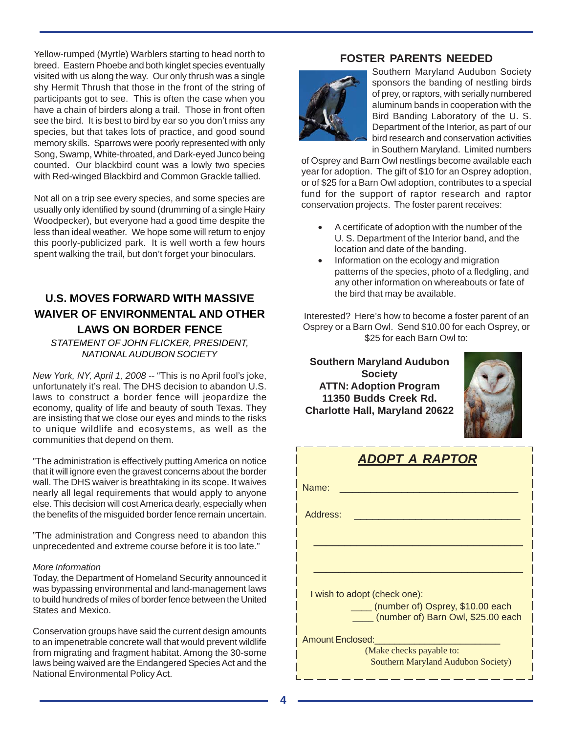Yellow-rumped (Myrtle) Warblers starting to head north to breed. Eastern Phoebe and both kinglet species eventually visited with us along the way. Our only thrush was a single shy Hermit Thrush that those in the front of the string of participants got to see. This is often the case when you have a chain of birders along a trail. Those in front often see the bird. It is best to bird by ear so you don't miss any species, but that takes lots of practice, and good sound memory skills. Sparrows were poorly represented with only Song, Swamp, White-throated, and Dark-eyed Junco being counted. Our blackbird count was a lowly two species with Red-winged Blackbird and Common Grackle tallied.

Not all on a trip see every species, and some species are usually only identified by sound (drumming of a single Hairy Woodpecker), but everyone had a good time despite the less than ideal weather. We hope some will return to enjoy this poorly-publicized park. It is well worth a few hours spent walking the trail, but don't forget your binoculars.

## U.S. MOVES FORWARD WITH MASSIVE WAIVER OF ENVIRONMENTAL AND OTHER LAWS ON BORDER FENCE

*STATEMENT OF JOHN FLICKER, PRESIDENT, NATIONAL AUDUBON SOCIETY*

*New York, NY, April 1, 2008* -- "This is no April fool's joke, unfortunately it's real. The DHS decision to abandon U.S. laws to construct a border fence will jeopardize the economy, quality of life and beauty of south Texas. They are insisting that we close our eyes and minds to the risks to unique wildlife and ecosystems, as well as the communities that depend on them.

"The administration is effectively putting America on notice that it will ignore even the gravest concerns about the border wall. The DHS waiver is breathtaking in its scope. It waives nearly all legal requirements that would apply to anyone else. This decision will cost America dearly, especially when the benefits of the misguided border fence remain uncertain.

"The administration and Congress need to abandon this unprecedented and extreme course before it is too late."

*More Information*

Today, the Department of Homeland Security announced it was bypassing environmental and land-management laws to build hundreds of miles of border fence between the United States and Mexico.

Conservation groups have said the current design amounts to an impenetrable concrete wall that would prevent wildlife from migrating and fragment habitat. Among the 30-some laws being waived are the Endangered Species Act and the National Environmental Policy Act.

## FOSTER PARENTS NEEDED

Southern Maryland Audubon Society sponsors the banding of nestling birds of prey, or raptors, with serially numbered aluminum bands in cooperation with the Bird Banding Laboratory of the U. S. Department of the Interior, as part of our bird research and conservation activities in Southern Maryland. Limited numbers of Osprey and Barn Owl nestlings become available each year for adoption. The gift of $10 for an Osprey adoption, or of $25 for a Barn Owl adoption, contributes to a special fund for the support of raptor research and raptor conservation projects. The foster parent receives:

- A certificate of adoption with the number of the U. S. Department of the Interior band, and the location and date of the banding.
- Information on the ecology and migration patterns of the species, photo of a fledgling, and any other information on whereabouts or fate of the bird that may be available.

Interested? Here's how to become a foster parent of an Osprey or a Barn Owl. Send $10.00 for each Osprey, or $25 for each Barn Owl to:

**Southern Maryland Audubon Society**
**ATTN: Adoption Program**
**11350 Budds Creek Rd.**
**Charlotte Hall, Maryland 20622**

### *ADOPT A RAPTOR*

Name: ________________________________

Address: ______________________________

_______________________________________

_______________________________________

I wish to adopt (check one):

____ (number of) Osprey, $10.00 each

____ (number of) Barn Owl, $25.00 each

Amount Enclosed:________________________

(Make checks payable to: Southern Maryland Audubon Society)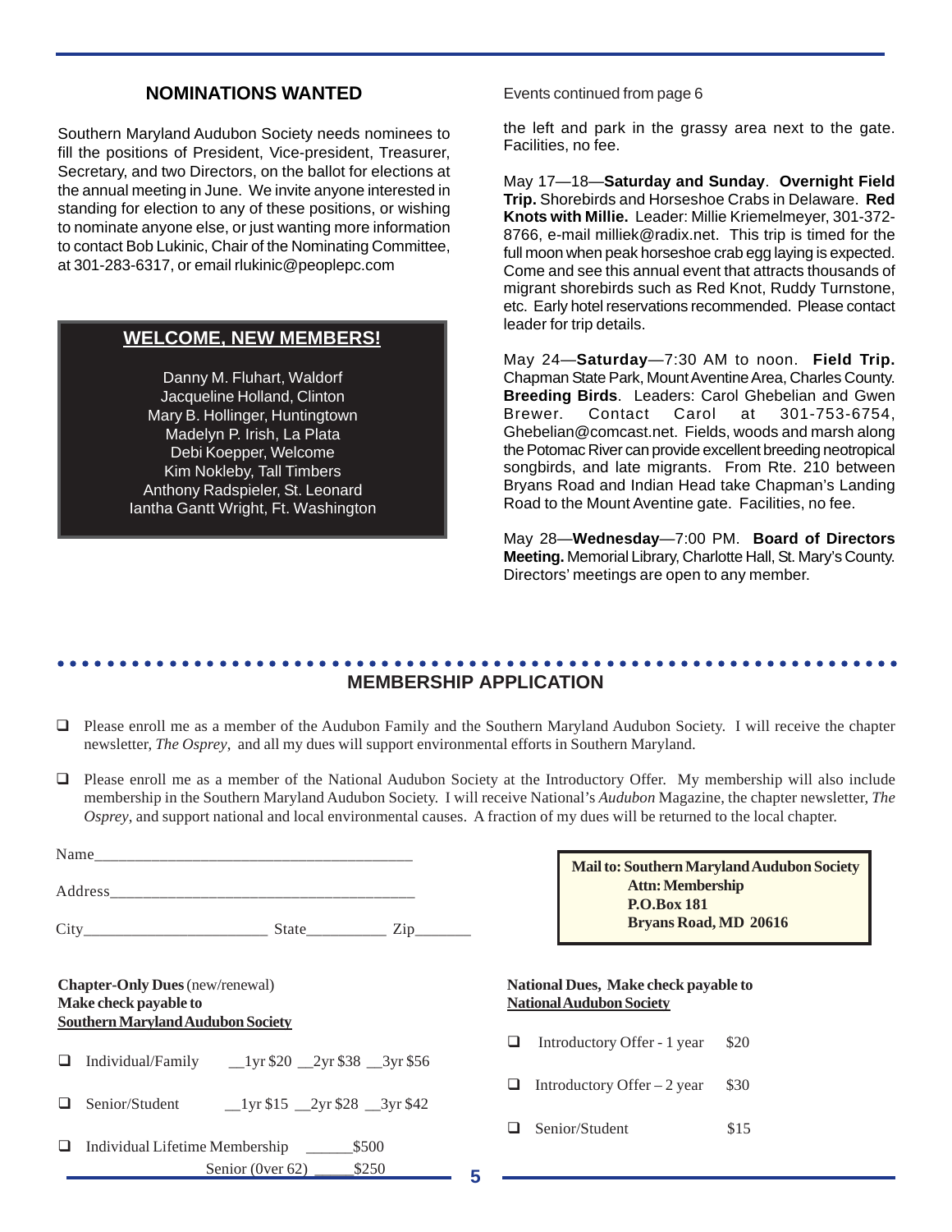## NOMINATIONS WANTED

Southern Maryland Audubon Society needs nominees to fill the positions of President, Vice-president, Treasurer, Secretary, and two Directors, on the ballot for elections at the annual meeting in June. We invite anyone interested in standing for election to any of these positions, or wishing to nominate anyone else, or just wanting more information to contact Bob Lukinic, Chair of the Nominating Committee, at 301-283-6317, or email rlukinic@peoplepc.com

## WELCOME, NEW MEMBERS!

Danny M. Fluhart, Waldorf
Jacqueline Holland, Clinton
Mary B. Hollinger, Huntingtown
Madelyn P. Irish, La Plata
Debi Koepper, Welcome
Kim Nokleby, Tall Timbers
Anthony Radspieler, St. Leonard
Iantha Gantt Wright, Ft. Washington

Events continued from page 6

the left and park in the grassy area next to the gate. Facilities, no fee.

May 17—18—**Saturday and Sunday**. **Overnight Field Trip.** Shorebirds and Horseshoe Crabs in Delaware. **Red Knots with Millie.** Leader: Millie Kriemelmeyer, 301-372-8766, e-mail milliek@radix.net. This trip is timed for the full moon when peak horseshoe crab egg laying is expected. Come and see this annual event that attracts thousands of migrant shorebirds such as Red Knot, Ruddy Turnstone, etc. Early hotel reservations recommended. Please contact leader for trip details.

May 24—**Saturday**—7:30 AM to noon. **Field Trip.** Chapman State Park, Mount Aventine Area, Charles County. **Breeding Birds**. Leaders: Carol Ghebelian and Gwen Brewer. Contact Carol at 301-753-6754, Ghebelian@comcast.net. Fields, woods and marsh along the Potomac River can provide excellent breeding neotropical songbirds, and late migrants. From Rte. 210 between Bryans Road and Indian Head take Chapman's Landing Road to the Mount Aventine gate. Facilities, no fee.

May 28—**Wednesday**—7:00 PM. **Board of Directors Meeting.** Memorial Library, Charlotte Hall, St. Mary's County. Directors' meetings are open to any member.

## MEMBERSHIP APPLICATION

- ❑ Please enroll me as a member of the Audubon Family and the Southern Maryland Audubon Society. I will receive the chapter newsletter, *The Osprey*, and all my dues will support environmental efforts in Southern Maryland.
- ❑ Please enroll me as a member of the National Audubon Society at the Introductory Offer. My membership will also include membership in the Southern Maryland Audubon Society. I will receive National's *Audubon* Magazine, the chapter newsletter, *The Osprey*, and support national and local environmental causes. A fraction of my dues will be returned to the local chapter.

Name_______________________________________

Address_____________________________________

City______________________ State__________ Zip_______

**Mail to: Southern Maryland Audubon Society**
**Attn: Membership**
**P.O.Box 181**
**Bryans Road, MD 20616**

**Chapter-Only Dues** (new/renewal)
**Make check payable to**
**Southern Maryland Audubon Society**

- ❑ Individual/Family __1yr $20 __2yr $38 __3yr $56
- ❑ Senior/Student __1yr $15 __2yr $28 __3yr $42
- ❑ Individual Lifetime Membership ______$500
  Senior (0ver 62) _____$250

**National Dues, Make check payable to National Audubon Society**

- ❑ Introductory Offer - 1 year $20
- ❑ Introductory Offer – 2 year $30
- ❑ Senior/Student $15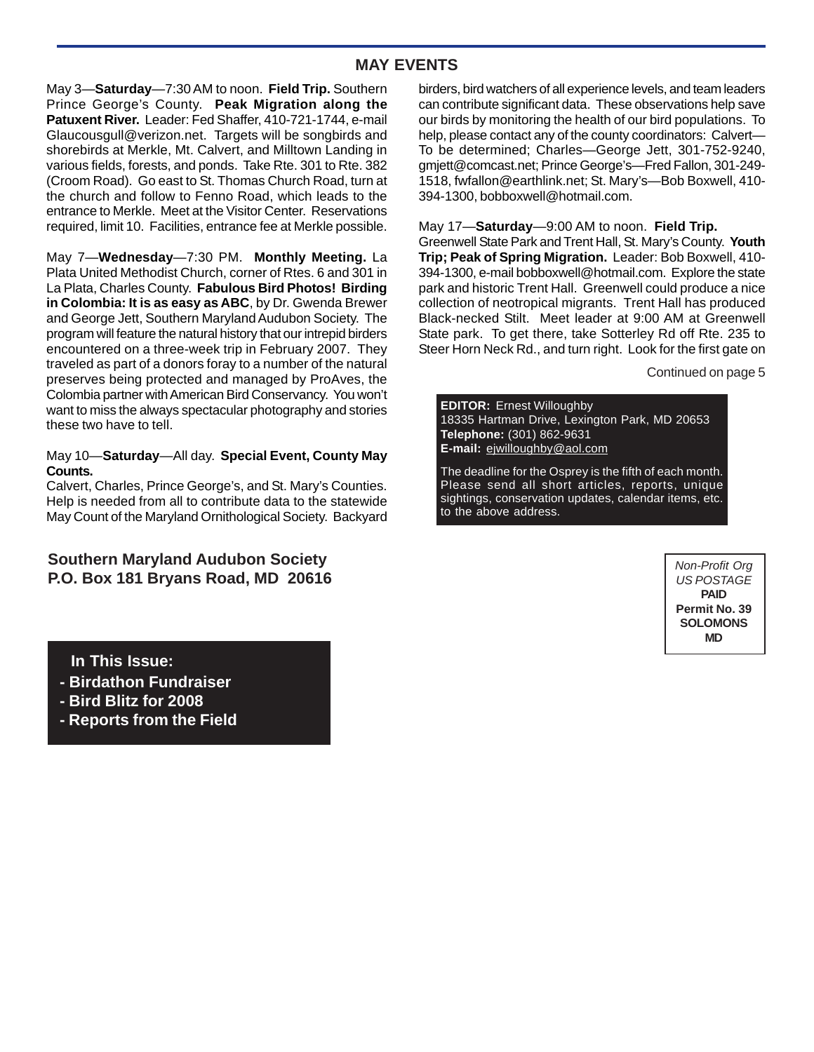## MAY EVENTS

May 3—**Saturday**—7:30 AM to noon. **Field Trip.** Southern Prince George's County. **Peak Migration along the Patuxent River.** Leader: Fed Shaffer, 410-721-1744, e-mail Glaucousgull@verizon.net. Targets will be songbirds and shorebirds at Merkle, Mt. Calvert, and Milltown Landing in various fields, forests, and ponds. Take Rte. 301 to Rte. 382 (Croom Road). Go east to St. Thomas Church Road, turn at the church and follow to Fenno Road, which leads to the entrance to Merkle. Meet at the Visitor Center. Reservations required, limit 10. Facilities, entrance fee at Merkle possible.

May 7—**Wednesday**—7:30 PM. **Monthly Meeting.** La Plata United Methodist Church, corner of Rtes. 6 and 301 in La Plata, Charles County. **Fabulous Bird Photos! Birding in Colombia: It is as easy as ABC**, by Dr. Gwenda Brewer and George Jett, Southern Maryland Audubon Society. The program will feature the natural history that our intrepid birders encountered on a three-week trip in February 2007. They traveled as part of a donors foray to a number of the natural preserves being protected and managed by ProAves, the Colombia partner with American Bird Conservancy. You won't want to miss the always spectacular photography and stories these two have to tell.

May 10—**Saturday**—All day. **Special Event, County May Counts.**
Calvert, Charles, Prince George's, and St. Mary's Counties. Help is needed from all to contribute data to the statewide May Count of the Maryland Ornithological Society. Backyard birders, bird watchers of all experience levels, and team leaders can contribute significant data. These observations help save our birds by monitoring the health of our bird populations. To help, please contact any of the county coordinators: Calvert—To be determined; Charles—George Jett, 301-752-9240, gmjett@comcast.net; Prince George's—Fred Fallon, 301-249-1518, fwfallon@earthlink.net; St. Mary's—Bob Boxwell, 410-394-1300, bobboxwell@hotmail.com.

May 17—**Saturday**—9:00 AM to noon. **Field Trip.**
Greenwell State Park and Trent Hall, St. Mary's County. **Youth Trip; Peak of Spring Migration.** Leader: Bob Boxwell, 410-394-1300, e-mail bobboxwell@hotmail.com. Explore the state park and historic Trent Hall. Greenwell could produce a nice collection of neotropical migrants. Trent Hall has produced Black-necked Stilt. Meet leader at 9:00 AM at Greenwell State park. To get there, take Sotterley Rd off Rte. 235 to Steer Horn Neck Rd., and turn right. Look for the first gate on

Continued on page 5

**EDITOR:** Ernest Willoughby
18335 Hartman Drive, Lexington Park, MD 20653
**Telephone:** (301) 862-9631
**E-mail:** ejwilloughby@aol.com

The deadline for the Osprey is the fifth of each month. Please send all short articles, reports, unique sightings, conservation updates, calendar items, etc. to the above address.

**Southern Maryland Audubon Society**
**P.O. Box 181 Bryans Road, MD 20616**

*Non-Profit Org*
*US POSTAGE*
**PAID**
**Permit No. 39**
**SOLOMONS**
**MD**

**In This Issue:**
- **Birdathon Fundraiser**
- **Bird Blitz for 2008**
- **Reports from the Field**